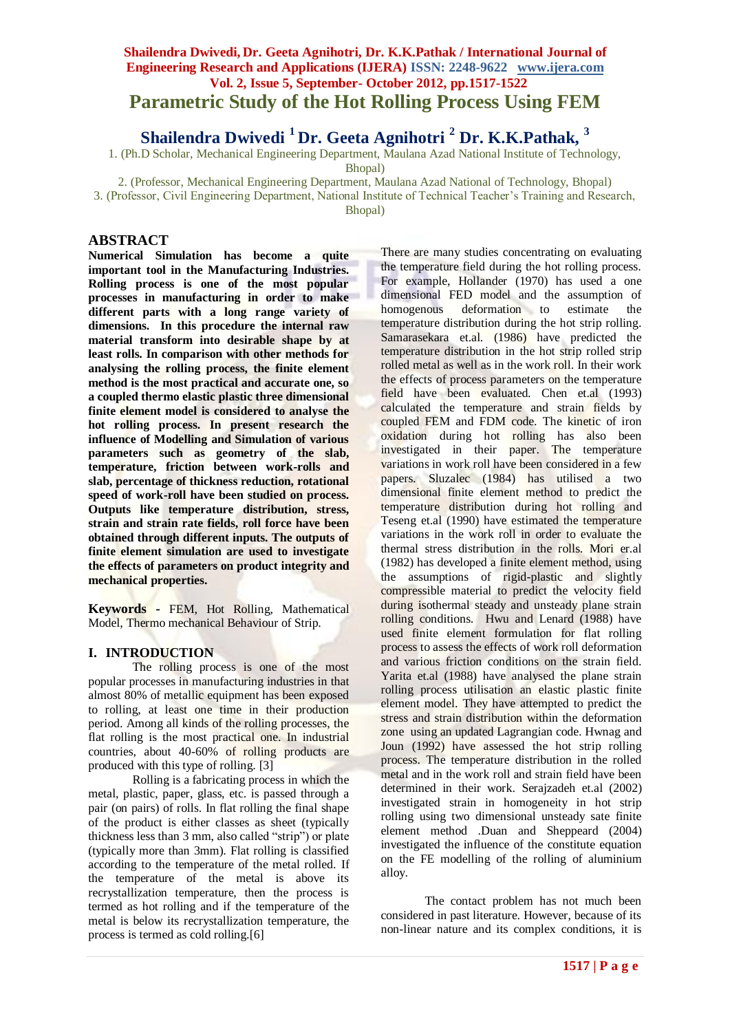# Parametric Study of the Hot Rolling Process Using FEM

## Shailendra Dwivedi [1] Dr. Geeta Agnihotri [2] Dr. K.K.Pathak, [3]

1. (Ph.D Scholar, Mechanical Engineering Department, Maulana Azad National Institute of Technology, Bhopal)
2. (Professor, Mechanical Engineering Department, Maulana Azad National of Technology, Bhopal)
3. (Professor, Civil Engineering Department, National Institute of Technical Teacher's Training and Research, Bhopal)

## ABSTRACT

**Numerical Simulation has become a quite important tool in the Manufacturing Industries. Rolling process is one of the most popular processes in manufacturing in order to make different parts with a long range variety of dimensions. In this procedure the internal raw material transform into desirable shape by at least rolls. In comparison with other methods for analysing the rolling process, the finite element method is the most practical and accurate one, so a coupled thermo elastic plastic three dimensional finite element model is considered to analyse the hot rolling process. In present research the influence of Modelling and Simulation of various parameters such as geometry of the slab, temperature, friction between work-rolls and slab, percentage of thickness reduction, rotational speed of work-roll have been studied on process. Outputs like temperature distribution, stress, strain and strain rate fields, roll force have been obtained through different inputs. The outputs of finite element simulation are used to investigate the effects of parameters on product integrity and mechanical properties.**

**Keywords -** FEM, Hot Rolling, Mathematical Model, Thermo mechanical Behaviour of Strip.

## I. INTRODUCTION

The rolling process is one of the most popular processes in manufacturing industries in that almost 80% of metallic equipment has been exposed to rolling, at least one time in their production period. Among all kinds of the rolling processes, the flat rolling is the most practical one. In industrial countries, about 40-60% of rolling products are produced with this type of rolling. [3]

Rolling is a fabricating process in which the metal, plastic, paper, glass, etc. is passed through a pair (on pairs) of rolls. In flat rolling the final shape of the product is either classes as sheet (typically thickness less than 3 mm, also called "strip") or plate (typically more than 3mm). Flat rolling is classified according to the temperature of the metal rolled. If the temperature of the metal is above its recrystallization temperature, then the process is termed as hot rolling and if the temperature of the metal is below its recrystallization temperature, the process is termed as cold rolling.[6]

There are many studies concentrating on evaluating the temperature field during the hot rolling process. For example, Hollander (1970) has used a one dimensional FED model and the assumption of homogenous deformation to estimate the temperature distribution during the hot strip rolling. Samarasekara et.al. (1986) have predicted the temperature distribution in the hot strip rolled strip rolled metal as well as in the work roll. In their work the effects of process parameters on the temperature field have been evaluated. Chen et.al (1993) calculated the temperature and strain fields by coupled FEM and FDM code. The kinetic of iron oxidation during hot rolling has also been investigated in their paper. The temperature variations in work roll have been considered in a few papers. Sluzalec (1984) has utilised a two dimensional finite element method to predict the temperature distribution during hot rolling and Teseng et.al (1990) have estimated the temperature variations in the work roll in order to evaluate the thermal stress distribution in the rolls. Mori er.al (1982) has developed a finite element method, using the assumptions of rigid-plastic and slightly compressible material to predict the velocity field during isothermal steady and unsteady plane strain rolling conditions. Hwu and Lenard (1988) have used finite element formulation for flat rolling process to assess the effects of work roll deformation and various friction conditions on the strain field. Yarita et.al (1988) have analysed the plane strain rolling process utilisation an elastic plastic finite element model. They have attempted to predict the stress and strain distribution within the deformation zone using an updated Lagrangian code. Hwnag and Joun (1992) have assessed the hot strip rolling process. The temperature distribution in the rolled metal and in the work roll and strain field have been determined in their work. Serajzadeh et.al (2002) investigated strain in homogeneity in hot strip rolling using two dimensional unsteady sate finite element method .Duan and Sheppeard (2004) investigated the influence of the constitute equation on the FE modelling of the rolling of aluminium alloy.

The contact problem has not much been considered in past literature. However, because of its non-linear nature and its complex conditions, it is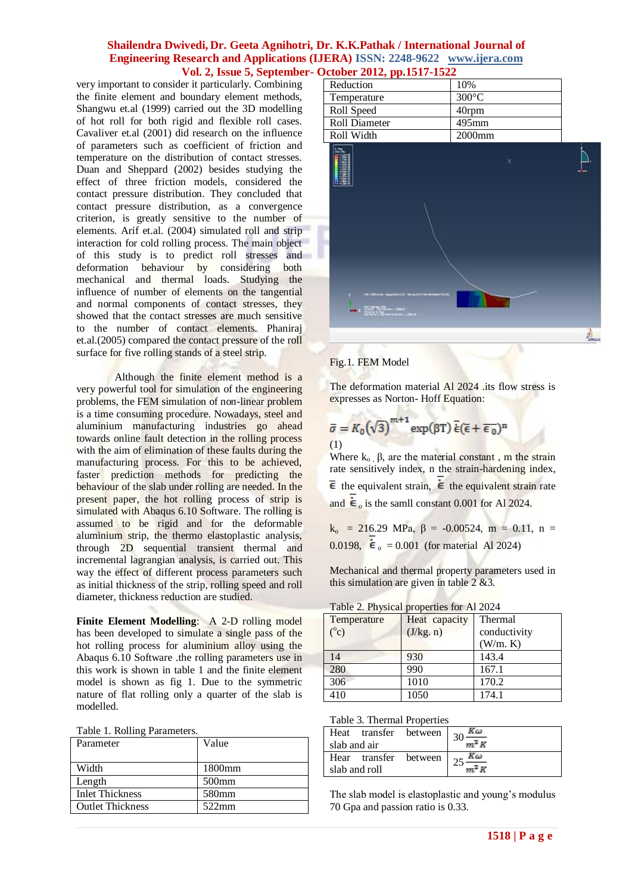very important to consider it particularly. Combining the finite element and boundary element methods, Shangwu et.al (1999) carried out the 3D modelling of hot roll for both rigid and flexible roll cases. Cavaliver et.al (2001) did research on the influence of parameters such as coefficient of friction and temperature on the distribution of contact stresses. Duan and Sheppard (2002) besides studying the effect of three friction models, considered the contact pressure distribution. They concluded that contact pressure distribution, as a convergence criterion, is greatly sensitive to the number of elements. Arif et.al. (2004) simulated roll and strip interaction for cold rolling process. The main object of this study is to predict roll stresses and deformation behaviour by considering both mechanical and thermal loads. Studying the influence of number of elements on the tangential and normal components of contact stresses, they showed that the contact stresses are much sensitive to the number of contact elements. Phaniraj et.al.(2005) compared the contact pressure of the roll surface for five rolling stands of a steel strip.

Although the finite element method is a very powerful tool for simulation of the engineering problems, the FEM simulation of non-linear problem is a time consuming procedure. Nowadays, steel and aluminium manufacturing industries go ahead towards online fault detection in the rolling process with the aim of elimination of these faults during the manufacturing process. For this to be achieved, faster prediction methods for predicting the behaviour of the slab under rolling are needed. In the present paper, the hot rolling process of strip is simulated with Abaqus 6.10 Software. The rolling is assumed to be rigid and for the deformable aluminium strip, the thermo elastoplastic analysis, through 2D sequential transient thermal and incremental lagrangian analysis, is carried out. This way the effect of different process parameters such as initial thickness of the strip, rolling speed and roll diameter, thickness reduction are studied.

**Finite Element Modelling**: A 2-D rolling model has been developed to simulate a single pass of the hot rolling process for aluminium alloy using the Abaqus 6.10 Software .the rolling parameters use in this work is shown in table 1 and the finite element model is shown is fig 1. Due to the symmetric nature of flat rolling only a quarter of the slab is modelled.

Table 1. Rolling Parameters.

| Parameter | Value |
|---|---|
| Width | 1800mm |
| Length | 500mm |
| Inlet Thickness | 580mm |
| Outlet Thickness | 522mm |
| Reduction | 10% |
| Temperature | 300°C |
| Roll Speed | 40rpm |
| Roll Diameter | 495mm |
| Roll Width | 2000mm |

Fig.1. FEM Model

The deformation material Al 2024 .its flow stress is expresses as Norton- Hoff Equation:

$$\bar{\sigma} = K_0(\sqrt{3})^{m+1} \exp(\beta T)\,\dot{\bar{\epsilon}}(\bar{\epsilon} + \bar{\epsilon}_0)^n$$

(1)

Where $k_o$ , β, are the material constant , m the strain rate sensitively index, n the strain-hardening index, $\bar{\epsilon}$ the equivalent strain, $\dot{\bar{\epsilon}}$ the equivalent strain rate and $\dot{\bar{\epsilon}}_o$ is the samll constant 0.001 for Al 2024.

$k_o$ = 216.29 MPa, β = -0.00524, m = 0.11, n = 0.0198, $\dot{\bar{\epsilon}}_o$ = 0.001 (for material Al 2024)

Mechanical and thermal property parameters used in this simulation are given in table 2 &3.

Table 2. Physical properties for Al 2024

| Temperature (°c) | Heat capacity (J/kg. n) | Thermal conductivity (W/m. K) |
|---|---|---|
| 14 | 930 | 143.4 |
| 280 | 990 | 167.1 |
| 306 | 1010 | 170.2 |
| 410 | 1050 | 174.1 |

Table 3. Thermal Properties

| | |
|---|---|
| Heat transfer between slab and air | $30\,\frac{K\omega}{m^2 K}$ |
| Hear transfer between slab and roll | $25\,\frac{K\omega}{m^2 K}$ |

The slab model is elastoplastic and young's modulus 70 Gpa and passion ratio is 0.33.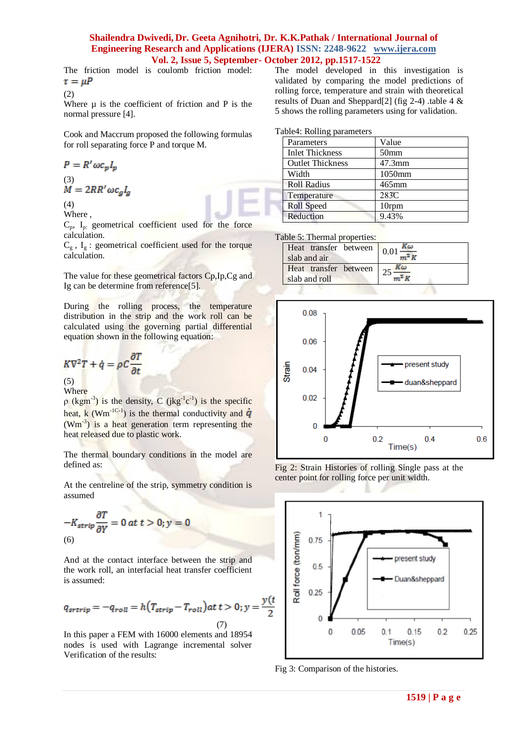The friction model is coulomb friction model:

$$\tau = \mu P \quad (2)$$

Where μ is the coefficient of friction and P is the normal pressure [4].

Cook and Maccrum proposed the following formulas for roll separating force P and torque M.

$$P = R'\omega c_p I_p \quad (3)$$

$$M = 2RR'\omega c_g I_g \quad (4)$$

Where ,

$C_p$, $I_p$: geometrical coefficient used for the force calculation.

$C_g$ , $I_g$ : geometrical coefficient used for the torque calculation.

The value for these geometrical factors Cp,Ip,Cg and Ig can be determine from reference[5].

During the rolling process, the temperature distribution in the strip and the work roll can be calculated using the governing partial differential equation shown in the following equation:

$$K\nabla^2 T + \dot{q} = \rho C \frac{\partial T}{\partial t} \quad (5)$$

Where

ρ ($kgm^{-3}$) is the density, C ($jkg^{-1}c^{-1}$) is the specific heat, k ($Wm^{-1C-1}$) is the thermal conductivity and $\dot{q}$ ($Wm^{-3}$) is a heat generation term representing the heat released due to plastic work.

The thermal boundary conditions in the model are defined as:

At the centreline of the strip, symmetry condition is assumed

$$-K_{strip}\frac{\partial T}{\partial Y} = 0 \; at \; t > 0; y = 0 \quad (6)$$

And at the contact interface between the strip and the work roll, an interfacial heat transfer coefficient is assumed:

$$q_{srtrip} = -q_{roll} = h(T_{strip} - T_{roll}) at \; t > 0; y = \frac{y(t}{2} \quad (7)$$

In this paper a FEM with 16000 elements and 18954 nodes is used with Lagrange incremental solver Verification of the results:

The model developed in this investigation is validated by comparing the model predictions of rolling force, temperature and strain with theoretical results of Duan and Sheppard[2] (fig 2-4) .table 4 & 5 shows the rolling parameters using for validation.

Table4: Rolling parameters

| Parameters | Value |
|---|---|
| Inlet Thickness | 50mm |
| Outlet Thickness | 47.3mm |
| Width | 1050mm |
| Roll Radius | 465mm |
| Temperature | 283̊C |
| Roll Speed | 10rpm |
| Reduction | 9.43% |

Table 5: Thermal properties:

| | |
|---|---|
| Heat transfer between slab and air | $0.01 \frac{K\omega}{m^2 K}$ |
| Heat transfer between slab and roll | $25 \frac{K\omega}{m^2 K}$ |

Fig 2: Strain Histories of rolling Single pass at the center point for rolling force per unit width.

Fig 3: Comparison of the histories.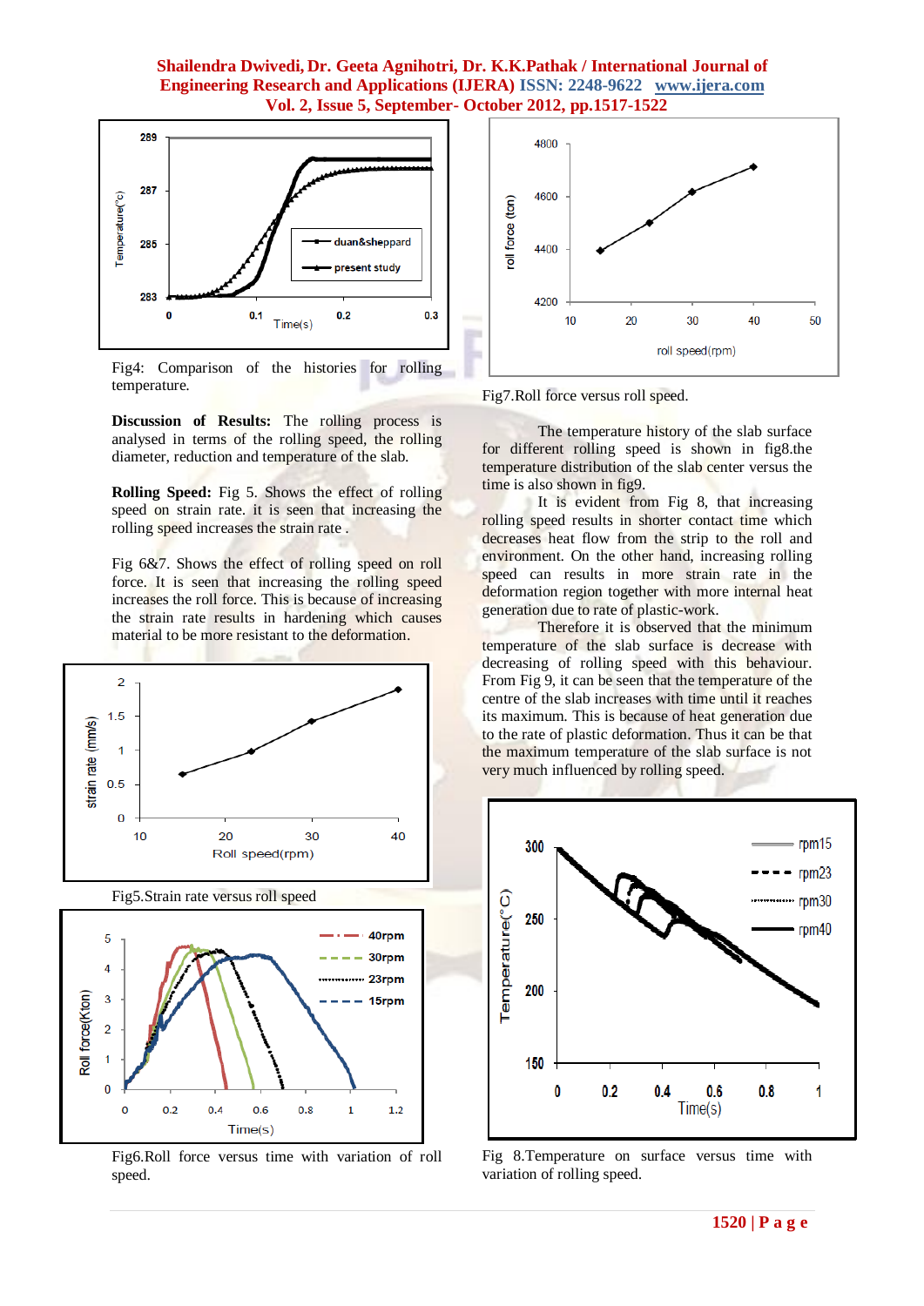Fig4: Comparison of the histories for rolling temperature.

**Discussion of Results:** The rolling process is analysed in terms of the rolling speed, the rolling diameter, reduction and temperature of the slab.

**Rolling Speed:** Fig 5. Shows the effect of rolling speed on strain rate. it is seen that increasing the rolling speed increases the strain rate .

Fig 6&7. Shows the effect of rolling speed on roll force. It is seen that increasing the rolling speed increases the roll force. This is because of increasing the strain rate results in hardening which causes material to be more resistant to the deformation.

Fig5.Strain rate versus roll speed

Fig6.Roll force versus time with variation of roll speed.

Fig7.Roll force versus roll speed.

The temperature history of the slab surface for different rolling speed is shown in fig8.the temperature distribution of the slab center versus the time is also shown in fig9.

It is evident from Fig 8, that increasing rolling speed results in shorter contact time which decreases heat flow from the strip to the roll and environment. On the other hand, increasing rolling speed can results in more strain rate in the deformation region together with more internal heat generation due to rate of plastic-work.

Therefore it is observed that the minimum temperature of the slab surface is decrease with decreasing of rolling speed with this behaviour. From Fig 9, it can be seen that the temperature of the centre of the slab increases with time until it reaches its maximum. This is because of heat generation due to the rate of plastic deformation. Thus it can be that the maximum temperature of the slab surface is not very much influenced by rolling speed.

Fig 8.Temperature on surface versus time with variation of rolling speed.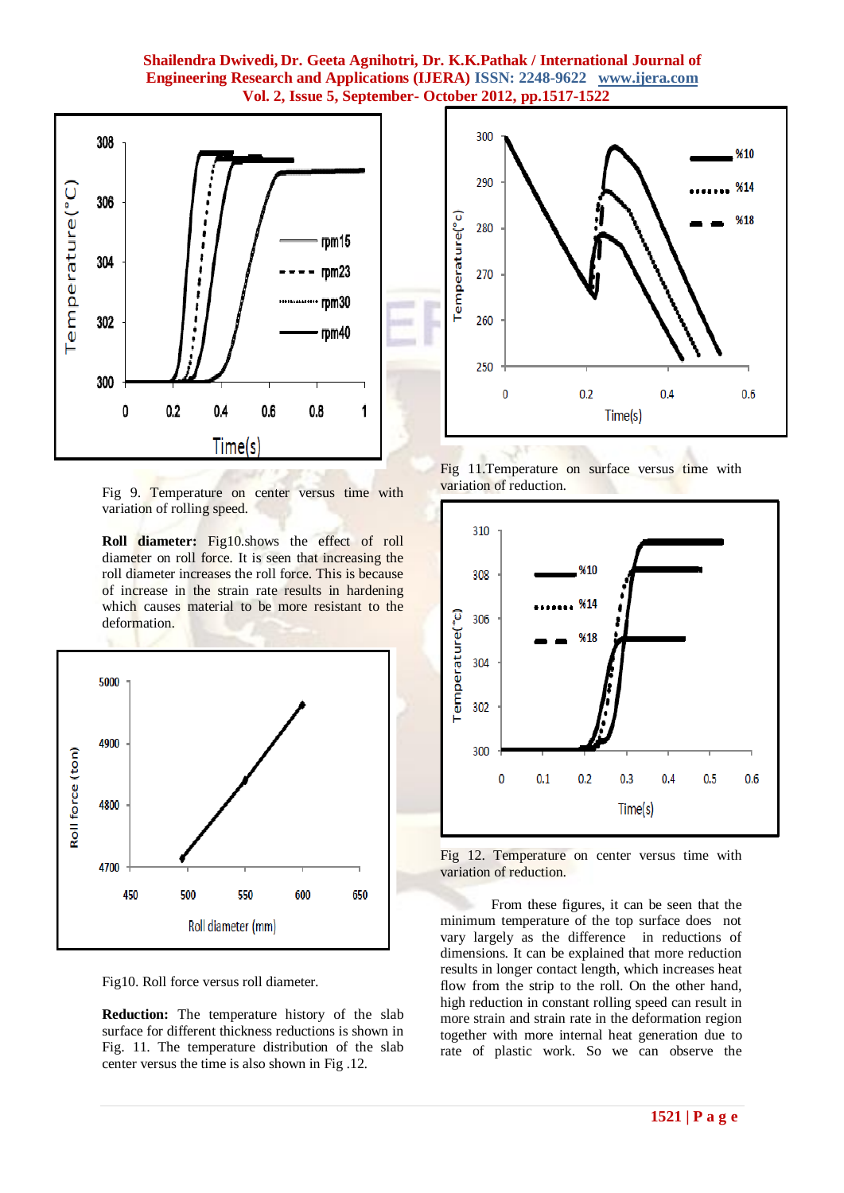Fig 9. Temperature on center versus time with variation of rolling speed.

**Roll diameter:** Fig10.shows the effect of roll diameter on roll force. It is seen that increasing the roll diameter increases the roll force. This is because of increase in the strain rate results in hardening which causes material to be more resistant to the deformation.

Fig10. Roll force versus roll diameter.

**Reduction:** The temperature history of the slab surface for different thickness reductions is shown in Fig. 11. The temperature distribution of the slab center versus the time is also shown in Fig .12.

Fig 11.Temperature on surface versus time with variation of reduction.

Fig 12. Temperature on center versus time with variation of reduction.

From these figures, it can be seen that the minimum temperature of the top surface does not vary largely as the difference in reductions of dimensions. It can be explained that more reduction results in longer contact length, which increases heat flow from the strip to the roll. On the other hand, high reduction in constant rolling speed can result in more strain and strain rate in the deformation region together with more internal heat generation due to rate of plastic work. So we can observe the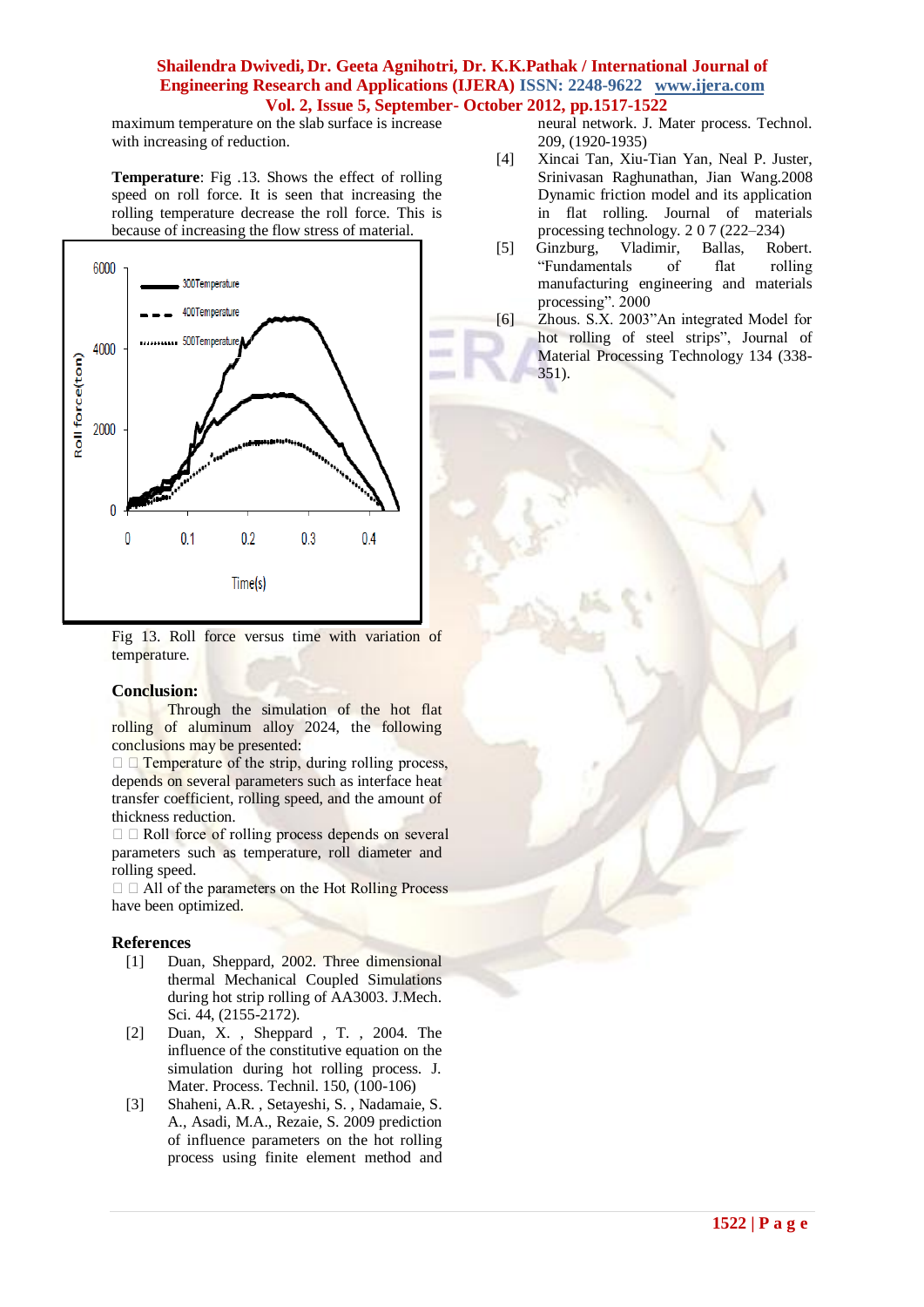maximum temperature on the slab surface is increase with increasing of reduction.

**Temperature**: Fig .13. Shows the effect of rolling speed on roll force. It is seen that increasing the rolling temperature decrease the roll force. This is because of increasing the flow stress of material.

6000
4000
2000
0
Roll force(ton)
0
0.1
0.2
0.3
0.4
Time(s)
300Temperature
400Temperature
500Temperature

Fig 13. Roll force versus time with variation of temperature.

**Conclusion:**

Through the simulation of the hot flat rolling of aluminum alloy 2024, the following conclusions may be presented:

- Temperature of the strip, during rolling process, depends on several parameters such as interface heat transfer coefficient, rolling speed, and the amount of thickness reduction.
- Roll force of rolling process depends on several parameters such as temperature, roll diameter and rolling speed.
- All of the parameters on the Hot Rolling Process have been optimized.

**References**

[1] Duan, Sheppard, 2002. Three dimensional thermal Mechanical Coupled Simulations during hot strip rolling of AA3003. J.Mech. Sci. 44, (2155-2172).

[2] Duan, X. , Sheppard , T. , 2004. The influence of the constitutive equation on the simulation during hot rolling process. J. Mater. Process. Technil. 150, (100-106)

[3] Shaheni, A.R. , Setayeshi, S. , Nadamaie, S. A., Asadi, M.A., Rezaie, S. 2009 prediction of influence parameters on the hot rolling process using finite element method and neural network. J. Mater process. Technol. 209, (1920-1935)

[4] Xincai Tan, Xiu-Tian Yan, Neal P. Juster, Srinivasan Raghunathan, Jian Wang.2008 Dynamic friction model and its application in flat rolling. Journal of materials processing technology. 2 0 7 (222–234)

[5] Ginzburg, Vladimir, Ballas, Robert. "Fundamentals of flat rolling manufacturing engineering and materials processing". 2000

[6] Zhous. S.X. 2003"An integrated Model for hot rolling of steel strips", Journal of Material Processing Technology 134 (338-351).